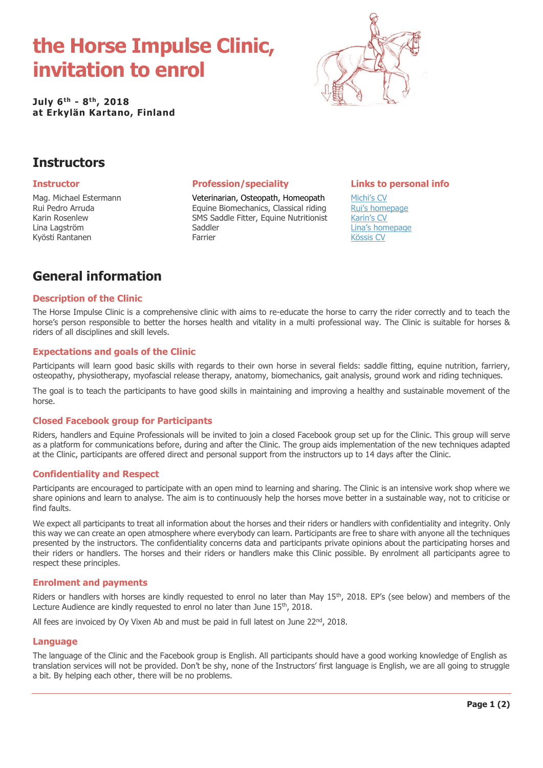# the Horse Impulse Clinic, invitation to enrol

**July 6th - 8th, 2018**
**at Erkylän Kartano, Finland**

## Instructors

| Instructor | Profession/speciality | Links to personal info |
|---|---|---|
| Mag. Michael Estermann | Veterinarian, Osteopath, Homeopath | Michi's CV |
| Rui Pedro Arruda | Equine Biomechanics, Classical riding | Rui's homepage |
| Karin Rosenlew | SMS Saddle Fitter, Equine Nutritionist | Karin's CV |
| Lina Lagström | Saddler | Lina's homepage |
| Kyösti Rantanen | Farrier | Kössis CV |

## General information

### Description of the Clinic

The Horse Impulse Clinic is a comprehensive clinic with aims to re-educate the horse to carry the rider correctly and to teach the horse's person responsible to better the horses health and vitality in a multi professional way. The Clinic is suitable for horses & riders of all disciplines and skill levels.

### Expectations and goals of the Clinic

Participants will learn good basic skills with regards to their own horse in several fields: saddle fitting, equine nutrition, farriery, osteopathy, physiotherapy, myofascial release therapy, anatomy, biomechanics, gait analysis, ground work and riding techniques.

The goal is to teach the participants to have good skills in maintaining and improving a healthy and sustainable movement of the horse.

### Closed Facebook group for Participants

Riders, handlers and Equine Professionals will be invited to join a closed Facebook group set up for the Clinic. This group will serve as a platform for communications before, during and after the Clinic. The group aids implementation of the new techniques adapted at the Clinic, participants are offered direct and personal support from the instructors up to 14 days after the Clinic.

### Confidentiality and Respect

Participants are encouraged to participate with an open mind to learning and sharing. The Clinic is an intensive work shop where we share opinions and learn to analyse. The aim is to continuously help the horses move better in a sustainable way, not to criticise or find faults.

We expect all participants to treat all information about the horses and their riders or handlers with confidentiality and integrity. Only this way we can create an open atmosphere where everybody can learn. Participants are free to share with anyone all the techniques presented by the instructors. The confidentiality concerns data and participants private opinions about the participating horses and their riders or handlers. The horses and their riders or handlers make this Clinic possible. By enrolment all participants agree to respect these principles.

### Enrolment and payments

Riders or handlers with horses are kindly requested to enrol no later than May 15th, 2018. EP's (see below) and members of the Lecture Audience are kindly requested to enrol no later than June 15th, 2018.

All fees are invoiced by Oy Vixen Ab and must be paid in full latest on June 22nd, 2018.

### Language

The language of the Clinic and the Facebook group is English. All participants should have a good working knowledge of English as translation services will not be provided. Don't be shy, none of the Instructors' first language is English, we are all going to struggle a bit. By helping each other, there will be no problems.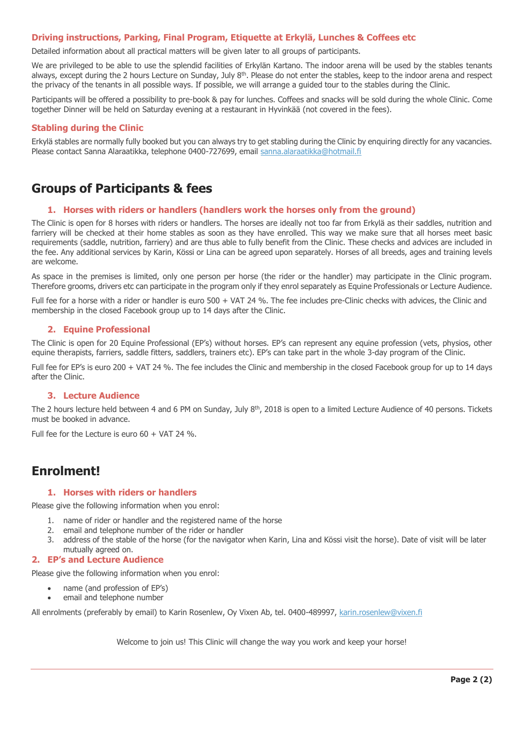### Driving instructions, Parking, Final Program, Etiquette at Erkylä, Lunches & Coffees etc

Detailed information about all practical matters will be given later to all groups of participants.

We are privileged to be able to use the splendid facilities of Erkylän Kartano. The indoor arena will be used by the stables tenants always, except during the 2 hours Lecture on Sunday, July 8th. Please do not enter the stables, keep to the indoor arena and respect the privacy of the tenants in all possible ways. If possible, we will arrange a guided tour to the stables during the Clinic.

Participants will be offered a possibility to pre-book & pay for lunches. Coffees and snacks will be sold during the whole Clinic. Come together Dinner will be held on Saturday evening at a restaurant in Hyvinkää (not covered in the fees).

### Stabling during the Clinic

Erkylä stables are normally fully booked but you can always try to get stabling during the Clinic by enquiring directly for any vacancies. Please contact Sanna Alaraatikka, telephone 0400-727699, email sanna.alaraatikka@hotmail.fi

## Groups of Participants & fees

### 1. Horses with riders or handlers (handlers work the horses only from the ground)

The Clinic is open for 8 horses with riders or handlers. The horses are ideally not too far from Erkylä as their saddles, nutrition and farriery will be checked at their home stables as soon as they have enrolled. This way we make sure that all horses meet basic requirements (saddle, nutrition, farriery) and are thus able to fully benefit from the Clinic. These checks and advices are included in the fee. Any additional services by Karin, Kössi or Lina can be agreed upon separately. Horses of all breeds, ages and training levels are welcome.

As space in the premises is limited, only one person per horse (the rider or the handler) may participate in the Clinic program. Therefore grooms, drivers etc can participate in the program only if they enrol separately as Equine Professionals or Lecture Audience.

Full fee for a horse with a rider or handler is euro 500 + VAT 24 %. The fee includes pre-Clinic checks with advices, the Clinic and membership in the closed Facebook group up to 14 days after the Clinic.

### 2. Equine Professional

The Clinic is open for 20 Equine Professional (EP's) without horses. EP's can represent any equine profession (vets, physios, other equine therapists, farriers, saddle fitters, saddlers, trainers etc). EP's can take part in the whole 3-day program of the Clinic.

Full fee for EP's is euro 200 + VAT 24 %. The fee includes the Clinic and membership in the closed Facebook group for up to 14 days after the Clinic.

### 3. Lecture Audience

The 2 hours lecture held between 4 and 6 PM on Sunday, July 8th, 2018 is open to a limited Lecture Audience of 40 persons. Tickets must be booked in advance.

Full fee for the Lecture is euro 60 + VAT 24 %.

## Enrolment!

### 1. Horses with riders or handlers

Please give the following information when you enrol:

1. name of rider or handler and the registered name of the horse
2. email and telephone number of the rider or handler
3. address of the stable of the horse (for the navigator when Karin, Lina and Kössi visit the horse). Date of visit will be later mutually agreed on.

### 2. EP's and Lecture Audience

Please give the following information when you enrol:

- name (and profession of EP's)
- email and telephone number

All enrolments (preferably by email) to Karin Rosenlew, Oy Vixen Ab, tel. 0400-489997, karin.rosenlew@vixen.fi

Welcome to join us! This Clinic will change the way you work and keep your horse!